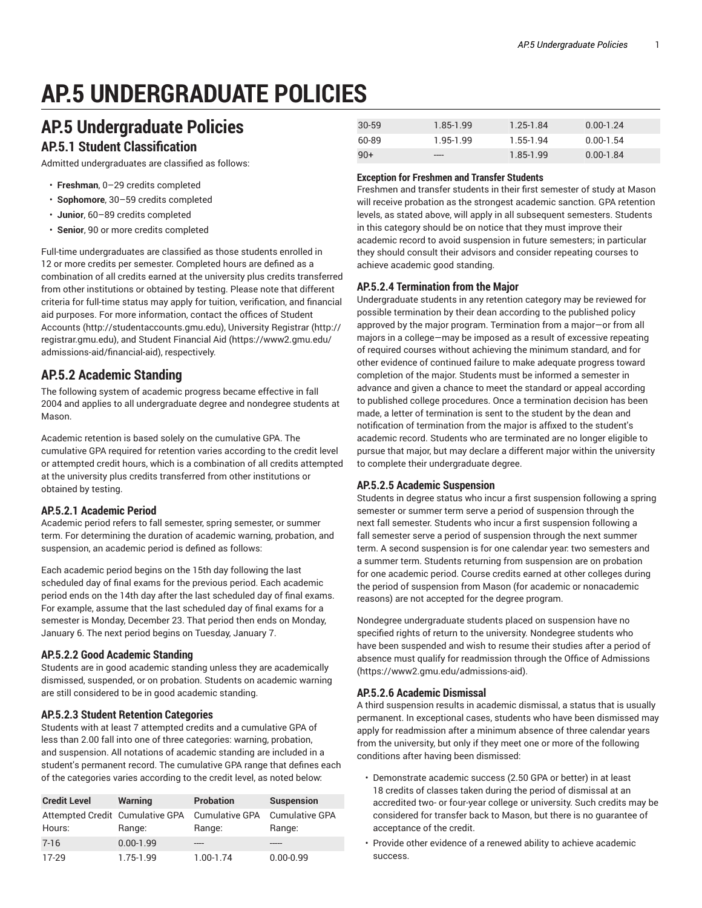# AP.5 UNDERGRADUATE POLICIES

## AP.5 Undergraduate Policies

### AP.5.1 Student Classification

Admitted undergraduates are classified as follows:

- **Freshman**, 0–29 credits completed
- **Sophomore**, 30–59 credits completed
- **Junior**, 60–89 credits completed
- **Senior**, 90 or more credits completed

Full-time undergraduates are classified as those students enrolled in 12 or more credits per semester. Completed hours are defined as a combination of all credits earned at the university plus credits transferred from other institutions or obtained by testing. Please note that different criteria for full-time status may apply for tuition, verification, and financial aid purposes. For more information, contact the offices of Student Accounts (http://studentaccounts.gmu.edu), University Registrar (http://registrar.gmu.edu), and Student Financial Aid (https://www2.gmu.edu/admissions-aid/financial-aid), respectively.

### AP.5.2 Academic Standing

The following system of academic progress became effective in fall 2004 and applies to all undergraduate degree and nondegree students at Mason.

Academic retention is based solely on the cumulative GPA. The cumulative GPA required for retention varies according to the credit level or attempted credit hours, which is a combination of all credits attempted at the university plus credits transferred from other institutions or obtained by testing.

#### AP.5.2.1 Academic Period

Academic period refers to fall semester, spring semester, or summer term. For determining the duration of academic warning, probation, and suspension, an academic period is defined as follows:

Each academic period begins on the 15th day following the last scheduled day of final exams for the previous period. Each academic period ends on the 14th day after the last scheduled day of final exams. For example, assume that the last scheduled day of final exams for a semester is Monday, December 23. That period then ends on Monday, January 6. The next period begins on Tuesday, January 7.

#### AP.5.2.2 Good Academic Standing

Students are in good academic standing unless they are academically dismissed, suspended, or on probation. Students on academic warning are still considered to be in good academic standing.

#### AP.5.2.3 Student Retention Categories

Students with at least 7 attempted credits and a cumulative GPA of less than 2.00 fall into one of three categories: warning, probation, and suspension. All notations of academic standing are included in a student's permanent record. The cumulative GPA range that defines each of the categories varies according to the credit level, as noted below:

| Credit Level | Warning | Probation | Suspension |
|---|---|---|---|
| Attempted Credit Hours: | Cumulative GPA Range: | Cumulative GPA Range: | Cumulative GPA Range: |
| 7-16 | 0.00-1.99 | ---- | ----- |
| 17-29 | 1.75-1.99 | 1.00-1.74 | 0.00-0.99 |
| 30-59 | 1.85-1.99 | 1.25-1.84 | 0.00-1.24 |
| 60-89 | 1.95-1.99 | 1.55-1.94 | 0.00-1.54 |
| 90+ | ---- | 1.85-1.99 | 0.00-1.84 |

**Exception for Freshmen and Transfer Students**

Freshmen and transfer students in their first semester of study at Mason will receive probation as the strongest academic sanction. GPA retention levels, as stated above, will apply in all subsequent semesters. Students in this category should be on notice that they must improve their academic record to avoid suspension in future semesters; in particular they should consult their advisors and consider repeating courses to achieve academic good standing.

#### AP.5.2.4 Termination from the Major

Undergraduate students in any retention category may be reviewed for possible termination by their dean according to the published policy approved by the major program. Termination from a major—or from all majors in a college—may be imposed as a result of excessive repeating of required courses without achieving the minimum standard, and for other evidence of continued failure to make adequate progress toward completion of the major. Students must be informed a semester in advance and given a chance to meet the standard or appeal according to published college procedures. Once a termination decision has been made, a letter of termination is sent to the student by the dean and notification of termination from the major is affixed to the student's academic record. Students who are terminated are no longer eligible to pursue that major, but may declare a different major within the university to complete their undergraduate degree.

#### AP.5.2.5 Academic Suspension

Students in degree status who incur a first suspension following a spring semester or summer term serve a period of suspension through the next fall semester. Students who incur a first suspension following a fall semester serve a period of suspension through the next summer term. A second suspension is for one calendar year: two semesters and a summer term. Students returning from suspension are on probation for one academic period. Course credits earned at other colleges during the period of suspension from Mason (for academic or nonacademic reasons) are not accepted for the degree program.

Nondegree undergraduate students placed on suspension have no specified rights of return to the university. Nondegree students who have been suspended and wish to resume their studies after a period of absence must qualify for readmission through the Office of Admissions (https://www2.gmu.edu/admissions-aid).

#### AP.5.2.6 Academic Dismissal

A third suspension results in academic dismissal, a status that is usually permanent. In exceptional cases, students who have been dismissed may apply for readmission after a minimum absence of three calendar years from the university, but only if they meet one or more of the following conditions after having been dismissed:

- Demonstrate academic success (2.50 GPA or better) in at least 18 credits of classes taken during the period of dismissal at an accredited two- or four-year college or university. Such credits may be considered for transfer back to Mason, but there is no guarantee of acceptance of the credit.
- Provide other evidence of a renewed ability to achieve academic success.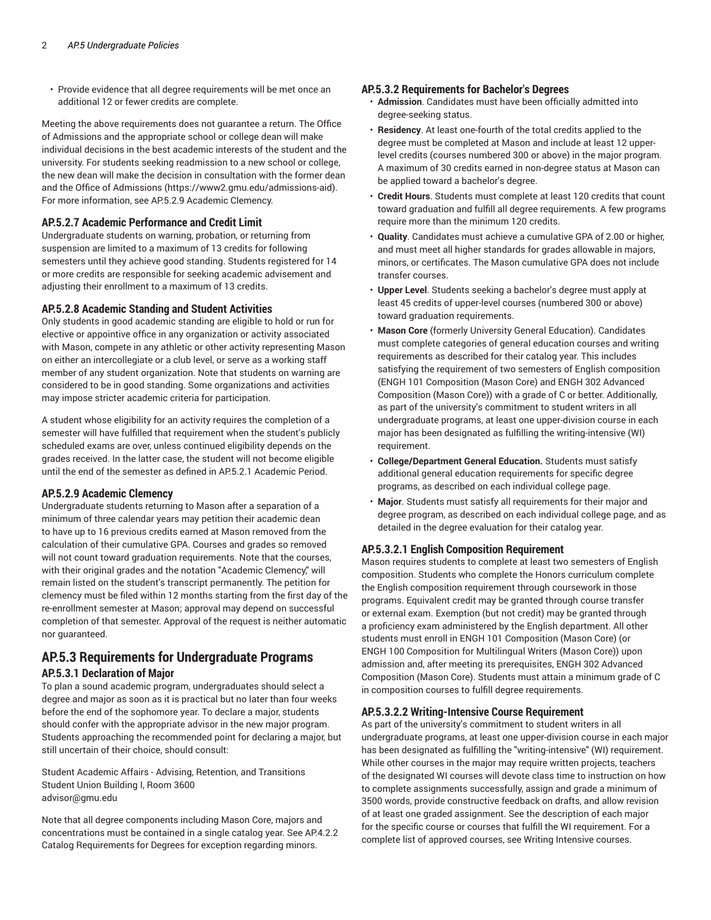- Provide evidence that all degree requirements will be met once an additional 12 or fewer credits are complete.

Meeting the above requirements does not guarantee a return. The Office of Admissions and the appropriate school or college dean will make individual decisions in the best academic interests of the student and the university. For students seeking readmission to a new school or college, the new dean will make the decision in consultation with the former dean and the Office of Admissions (https://www2.gmu.edu/admissions-aid). For more information, see AP.5.2.9 Academic Clemency.

### AP.5.2.7 Academic Performance and Credit Limit

Undergraduate students on warning, probation, or returning from suspension are limited to a maximum of 13 credits for following semesters until they achieve good standing. Students registered for 14 or more credits are responsible for seeking academic advisement and adjusting their enrollment to a maximum of 13 credits.

### AP.5.2.8 Academic Standing and Student Activities

Only students in good academic standing are eligible to hold or run for elective or appointive office in any organization or activity associated with Mason, compete in any athletic or other activity representing Mason on either an intercollegiate or a club level, or serve as a working staff member of any student organization. Note that students on warning are considered to be in good standing. Some organizations and activities may impose stricter academic criteria for participation.

A student whose eligibility for an activity requires the completion of a semester will have fulfilled that requirement when the student's publicly scheduled exams are over, unless continued eligibility depends on the grades received. In the latter case, the student will not become eligible until the end of the semester as defined in AP.5.2.1 Academic Period.

### AP.5.2.9 Academic Clemency

Undergraduate students returning to Mason after a separation of a minimum of three calendar years may petition their academic dean to have up to 16 previous credits earned at Mason removed from the calculation of their cumulative GPA. Courses and grades so removed will not count toward graduation requirements. Note that the courses, with their original grades and the notation "Academic Clemency," will remain listed on the student's transcript permanently. The petition for clemency must be filed within 12 months starting from the first day of the re-enrollment semester at Mason; approval may depend on successful completion of that semester. Approval of the request is neither automatic nor guaranteed.

## AP.5.3 Requirements for Undergraduate Programs

### AP.5.3.1 Declaration of Major

To plan a sound academic program, undergraduates should select a degree and major as soon as it is practical but no later than four weeks before the end of the sophomore year. To declare a major, students should confer with the appropriate advisor in the new major program. Students approaching the recommended point for declaring a major, but still uncertain of their choice, should consult:

Student Academic Affairs - Advising, Retention, and Transitions
Student Union Building I, Room 3600
advisor@gmu.edu

Note that all degree components including Mason Core, majors and concentrations must be contained in a single catalog year. See AP.4.2.2 Catalog Requirements for Degrees for exception regarding minors.

### AP.5.3.2 Requirements for Bachelor's Degrees

- **Admission**. Candidates must have been officially admitted into degree-seeking status.
- **Residency**. At least one-fourth of the total credits applied to the degree must be completed at Mason and include at least 12 upper-level credits (courses numbered 300 or above) in the major program. A maximum of 30 credits earned in non-degree status at Mason can be applied toward a bachelor's degree.
- **Credit Hours**. Students must complete at least 120 credits that count toward graduation and fulfill all degree requirements. A few programs require more than the minimum 120 credits.
- **Quality**. Candidates must achieve a cumulative GPA of 2.00 or higher, and must meet all higher standards for grades allowable in majors, minors, or certificates. The Mason cumulative GPA does not include transfer courses.
- **Upper Level**. Students seeking a bachelor's degree must apply at least 45 credits of upper-level courses (numbered 300 or above) toward graduation requirements.
- **Mason Core** (formerly University General Education). Candidates must complete categories of general education courses and writing requirements as described for their catalog year. This includes satisfying the requirement of two semesters of English composition (ENGH 101 Composition (Mason Core) and ENGH 302 Advanced Composition (Mason Core)) with a grade of C or better. Additionally, as part of the university's commitment to student writers in all undergraduate programs, at least one upper-division course in each major has been designated as fulfilling the writing-intensive (WI) requirement.
- **College/Department General Education.** Students must satisfy additional general education requirements for specific degree programs, as described on each individual college page.
- **Major**. Students must satisfy all requirements for their major and degree program, as described on each individual college page, and as detailed in the degree evaluation for their catalog year.

#### AP.5.3.2.1 English Composition Requirement

Mason requires students to complete at least two semesters of English composition. Students who complete the Honors curriculum complete the English composition requirement through coursework in those programs. Equivalent credit may be granted through course transfer or external exam. Exemption (but not credit) may be granted through a proficiency exam administered by the English department. All other students must enroll in ENGH 101 Composition (Mason Core) (or ENGH 100 Composition for Multilingual Writers (Mason Core)) upon admission and, after meeting its prerequisites, ENGH 302 Advanced Composition (Mason Core). Students must attain a minimum grade of C in composition courses to fulfill degree requirements.

#### AP.5.3.2.2 Writing-Intensive Course Requirement

As part of the university's commitment to student writers in all undergraduate programs, at least one upper-division course in each major has been designated as fulfilling the "writing-intensive" (WI) requirement. While other courses in the major may require written projects, teachers of the designated WI courses will devote class time to instruction on how to complete assignments successfully, assign and grade a minimum of 3500 words, provide constructive feedback on drafts, and allow revision of at least one graded assignment. See the description of each major for the specific course or courses that fulfill the WI requirement. For a complete list of approved courses, see Writing Intensive courses.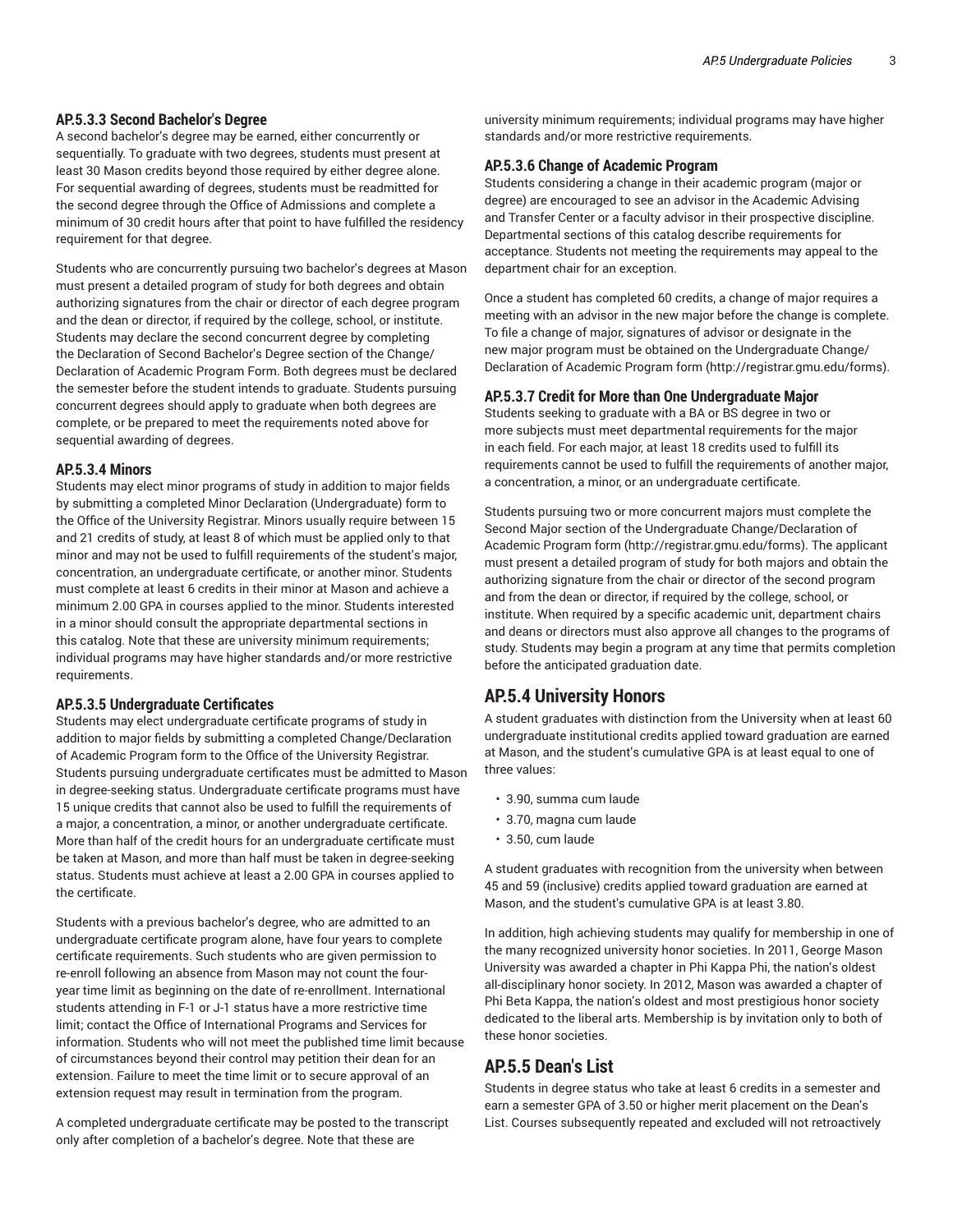### AP.5.3.3 Second Bachelor's Degree

A second bachelor's degree may be earned, either concurrently or sequentially. To graduate with two degrees, students must present at least 30 Mason credits beyond those required by either degree alone. For sequential awarding of degrees, students must be readmitted for the second degree through the Office of Admissions and complete a minimum of 30 credit hours after that point to have fulfilled the residency requirement for that degree.

Students who are concurrently pursuing two bachelor's degrees at Mason must present a detailed program of study for both degrees and obtain authorizing signatures from the chair or director of each degree program and the dean or director, if required by the college, school, or institute. Students may declare the second concurrent degree by completing the Declaration of Second Bachelor's Degree section of the Change/Declaration of Academic Program Form. Both degrees must be declared the semester before the student intends to graduate. Students pursuing concurrent degrees should apply to graduate when both degrees are complete, or be prepared to meet the requirements noted above for sequential awarding of degrees.

### AP.5.3.4 Minors

Students may elect minor programs of study in addition to major fields by submitting a completed Minor Declaration (Undergraduate) form to the Office of the University Registrar. Minors usually require between 15 and 21 credits of study, at least 8 of which must be applied only to that minor and may not be used to fulfill requirements of the student's major, concentration, an undergraduate certificate, or another minor. Students must complete at least 6 credits in their minor at Mason and achieve a minimum 2.00 GPA in courses applied to the minor. Students interested in a minor should consult the appropriate departmental sections in this catalog. Note that these are university minimum requirements; individual programs may have higher standards and/or more restrictive requirements.

### AP.5.3.5 Undergraduate Certificates

Students may elect undergraduate certificate programs of study in addition to major fields by submitting a completed Change/Declaration of Academic Program form to the Office of the University Registrar. Students pursuing undergraduate certificates must be admitted to Mason in degree-seeking status. Undergraduate certificate programs must have 15 unique credits that cannot also be used to fulfill the requirements of a major, a concentration, a minor, or another undergraduate certificate. More than half of the credit hours for an undergraduate certificate must be taken at Mason, and more than half must be taken in degree-seeking status. Students must achieve at least a 2.00 GPA in courses applied to the certificate.

Students with a previous bachelor's degree, who are admitted to an undergraduate certificate program alone, have four years to complete certificate requirements. Such students who are given permission to re-enroll following an absence from Mason may not count the four-year time limit as beginning on the date of re-enrollment. International students attending in F-1 or J-1 status have a more restrictive time limit; contact the Office of International Programs and Services for information. Students who will not meet the published time limit because of circumstances beyond their control may petition their dean for an extension. Failure to meet the time limit or to secure approval of an extension request may result in termination from the program.

A completed undergraduate certificate may be posted to the transcript only after completion of a bachelor's degree. Note that these are university minimum requirements; individual programs may have higher standards and/or more restrictive requirements.

### AP.5.3.6 Change of Academic Program

Students considering a change in their academic program (major or degree) are encouraged to see an advisor in the Academic Advising and Transfer Center or a faculty advisor in their prospective discipline. Departmental sections of this catalog describe requirements for acceptance. Students not meeting the requirements may appeal to the department chair for an exception.

Once a student has completed 60 credits, a change of major requires a meeting with an advisor in the new major before the change is complete. To file a change of major, signatures of advisor or designate in the new major program must be obtained on the Undergraduate Change/Declaration of Academic Program form (http://registrar.gmu.edu/forms).

### AP.5.3.7 Credit for More than One Undergraduate Major

Students seeking to graduate with a BA or BS degree in two or more subjects must meet departmental requirements for the major in each field. For each major, at least 18 credits used to fulfill its requirements cannot be used to fulfill the requirements of another major, a concentration, a minor, or an undergraduate certificate.

Students pursuing two or more concurrent majors must complete the Second Major section of the Undergraduate Change/Declaration of Academic Program form (http://registrar.gmu.edu/forms). The applicant must present a detailed program of study for both majors and obtain the authorizing signature from the chair or director of the second program and from the dean or director, if required by the college, school, or institute. When required by a specific academic unit, department chairs and deans or directors must also approve all changes to the programs of study. Students may begin a program at any time that permits completion before the anticipated graduation date.

## AP.5.4 University Honors

A student graduates with distinction from the University when at least 60 undergraduate institutional credits applied toward graduation are earned at Mason, and the student's cumulative GPA is at least equal to one of three values:

- 3.90, summa cum laude
- 3.70, magna cum laude
- 3.50, cum laude

A student graduates with recognition from the university when between 45 and 59 (inclusive) credits applied toward graduation are earned at Mason, and the student's cumulative GPA is at least 3.80.

In addition, high achieving students may qualify for membership in one of the many recognized university honor societies. In 2011, George Mason University was awarded a chapter in Phi Kappa Phi, the nation's oldest all-disciplinary honor society. In 2012, Mason was awarded a chapter of Phi Beta Kappa, the nation's oldest and most prestigious honor society dedicated to the liberal arts. Membership is by invitation only to both of these honor societies.

## AP.5.5 Dean's List

Students in degree status who take at least 6 credits in a semester and earn a semester GPA of 3.50 or higher merit placement on the Dean's List. Courses subsequently repeated and excluded will not retroactively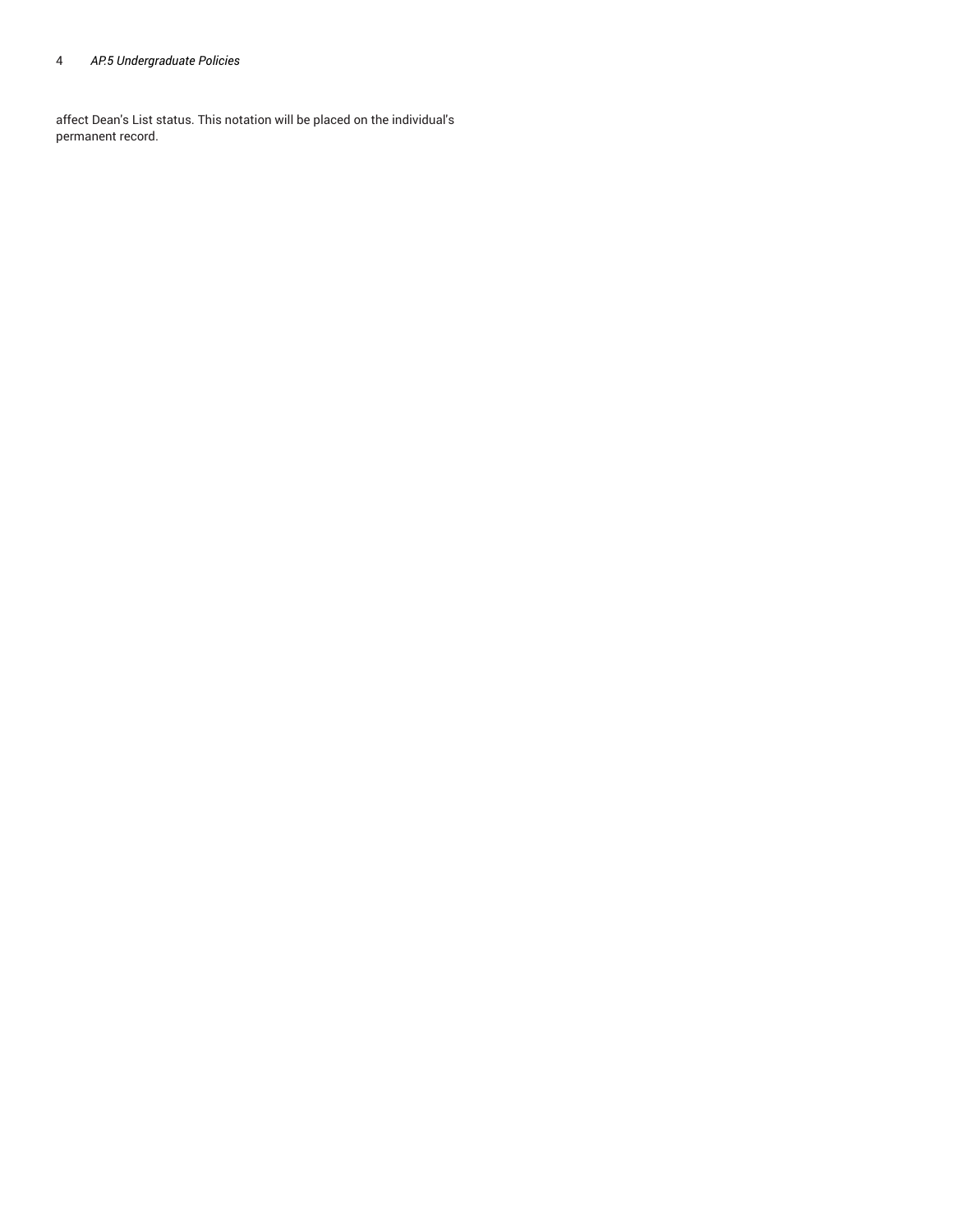affect Dean's List status. This notation will be placed on the individual's permanent record.